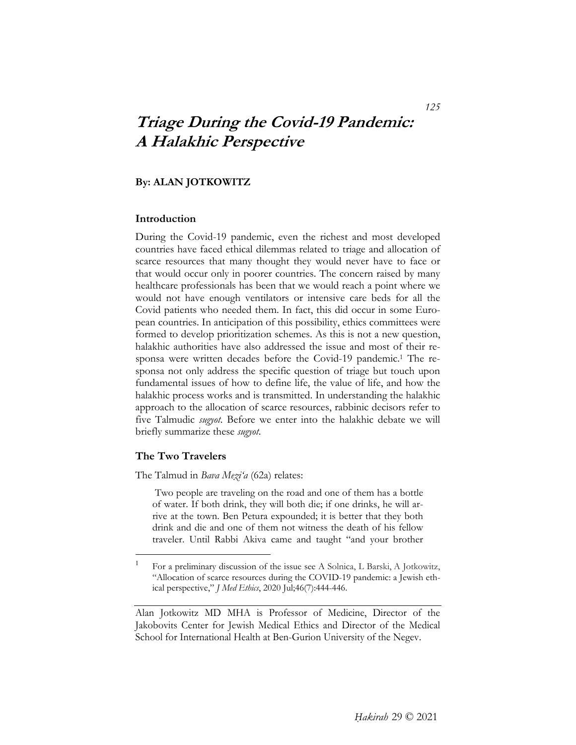# *Triage During the Covid-19 Pandemic: A Halakhic Perspective*

**By: ALAN JOTKOWITZ**

## Introduction

During the Covid-19 pandemic, even the richest and most developed countries have faced ethical dilemmas related to triage and allocation of scarce resources that many thought they would never have to face or that would occur only in poorer countries. The concern raised by many healthcare professionals has been that we would reach a point where we would not have enough ventilators or intensive care beds for all the Covid patients who needed them. In fact, this did occur in some European countries. In anticipation of this possibility, ethics committees were formed to develop prioritization schemes. As this is not a new question, halakhic authorities have also addressed the issue and most of their responsa were written decades before the Covid-19 pandemic.[1] The responsa not only address the specific question of triage but touch upon fundamental issues of how to define life, the value of life, and how the halakhic process works and is transmitted. In understanding the halakhic approach to the allocation of scarce resources, rabbinic decisors refer to five Talmudic *sugyot*. Before we enter into the halakhic debate we will briefly summarize these *sugyot*.

## The Two Travelers

The Talmud in *Bava Meẓi'a* (62a) relates:

> Two people are traveling on the road and one of them has a bottle of water. If both drink, they will both die; if one drinks, he will arrive at the town. Ben Petura expounded; it is better that they both drink and die and one of them not witness the death of his fellow traveler. Until Rabbi Akiva came and taught "and your brother

---

[1] For a preliminary discussion of the issue see A Solnica, L Barski, A Jotkowitz, "Allocation of scarce resources during the COVID-19 pandemic: a Jewish ethical perspective," *J Med Ethics*, 2020 Jul;46(7):444-446.

Alan Jotkowitz MD MHA is Professor of Medicine, Director of the Jakobovits Center for Jewish Medical Ethics and Director of the Medical School for International Health at Ben-Gurion University of the Negev.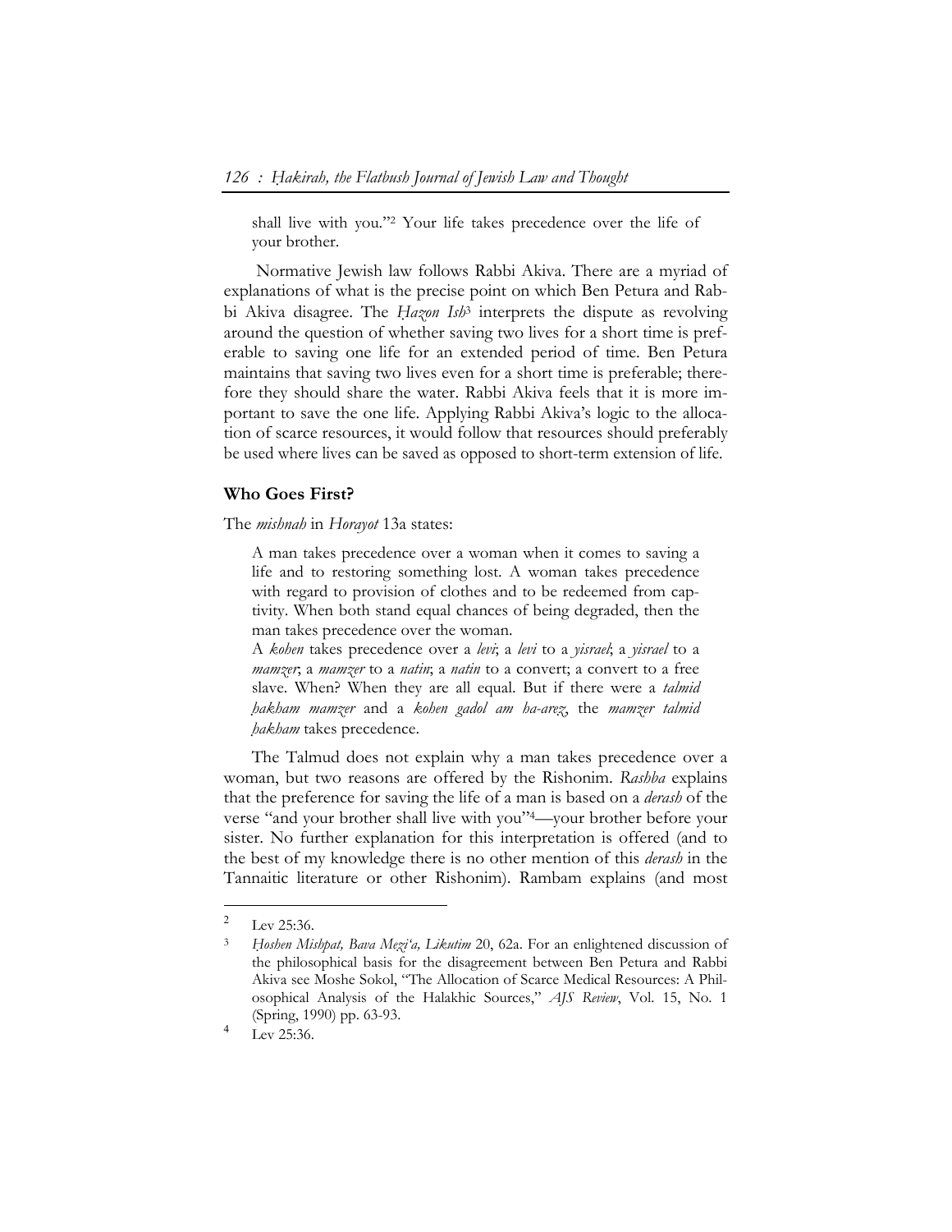> shall live with you."[2] Your life takes precedence over the life of your brother.

Normative Jewish law follows Rabbi Akiva. There are a myriad of explanations of what is the precise point on which Ben Petura and Rabbi Akiva disagree. The *Ḥazon Ish*[3] interprets the dispute as revolving around the question of whether saving two lives for a short time is preferable to saving one life for an extended period of time. Ben Petura maintains that saving two lives even for a short time is preferable; therefore they should share the water. Rabbi Akiva feels that it is more important to save the one life. Applying Rabbi Akiva's logic to the allocation of scarce resources, it would follow that resources should preferably be used where lives can be saved as opposed to short-term extension of life.

### Who Goes First?

The *mishnah* in *Horayot* 13a states:

> A man takes precedence over a woman when it comes to saving a life and to restoring something lost. A woman takes precedence with regard to provision of clothes and to be redeemed from captivity. When both stand equal chances of being degraded, then the man takes precedence over the woman.
>
> A *kohen* takes precedence over a *levi*; a *levi* to a *yisrael*; a *yisrael* to a *mamzer*; a *mamzer* to a *natin*; a *natin* to a convert; a convert to a free slave. When? When they are all equal. But if there were a *talmid ḥakham mamzer* and a *kohen gadol am ha-arez*, the *mamzer talmid ḥakham* takes precedence.

The Talmud does not explain why a man takes precedence over a woman, but two reasons are offered by the Rishonim. *Rashba* explains that the preference for saving the life of a man is based on a *derash* of the verse "and your brother shall live with you"[4]—your brother before your sister. No further explanation for this interpretation is offered (and to the best of my knowledge there is no other mention of this *derash* in the Tannaitic literature or other Rishonim). Rambam explains (and most

---

[2] Lev 25:36.

[3] *Ḥoshen Mishpat, Bava Mezi'a, Likutim* 20, 62a. For an enlightened discussion of the philosophical basis for the disagreement between Ben Petura and Rabbi Akiva see Moshe Sokol, "The Allocation of Scarce Medical Resources: A Philosophical Analysis of the Halakhic Sources," *AJS Review*, Vol. 15, No. 1 (Spring, 1990) pp. 63-93.

[4] Lev 25:36.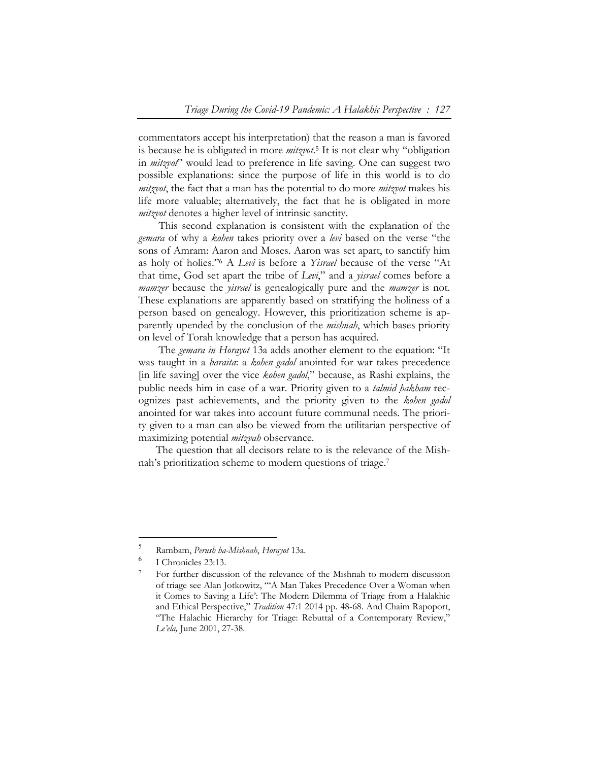commentators accept his interpretation) that the reason a man is favored is because he is obligated in more *mitzvot*.[5] It is not clear why "obligation in *mitzvot*" would lead to preference in life saving. One can suggest two possible explanations: since the purpose of life in this world is to do *mitzvot*, the fact that a man has the potential to do more *mitzvot* makes his life more valuable; alternatively, the fact that he is obligated in more *mitzvot* denotes a higher level of intrinsic sanctity.

This second explanation is consistent with the explanation of the *gemara* of why a *kohen* takes priority over a *levi* based on the verse "the sons of Amram: Aaron and Moses. Aaron was set apart, to sanctify him as holy of holies."[6] A *Levi* is before a *Yisrael* because of the verse "At that time, God set apart the tribe of *Levi*," and a *yisrael* comes before a *mamzer* because the *yisrael* is genealogically pure and the *mamzer* is not. These explanations are apparently based on stratifying the holiness of a person based on genealogy. However, this prioritization scheme is apparently upended by the conclusion of the *mishnah*, which bases priority on level of Torah knowledge that a person has acquired.

The *gemara in Horayot* 13a adds another element to the equation: "It was taught in a *baraita*: a *kohen gadol* anointed for war takes precedence [in life saving] over the vice *kohen gadol*," because, as Rashi explains, the public needs him in case of a war. Priority given to a *talmid ḥakham* recognizes past achievements, and the priority given to the *kohen gadol* anointed for war takes into account future communal needs. The priority given to a man can also be viewed from the utilitarian perspective of maximizing potential *mitzvah* observance.

The question that all decisors relate to is the relevance of the Mishnah's prioritization scheme to modern questions of triage.[7]

---

[5] Rambam, *Perush ha-Mishnah*, *Horayot* 13a.

[6] I Chronicles 23:13.

[7] For further discussion of the relevance of the Mishnah to modern discussion of triage see Alan Jotkowitz, "'A Man Takes Precedence Over a Woman when it Comes to Saving a Life': The Modern Dilemma of Triage from a Halakhic and Ethical Perspective," *Tradition* 47:1 2014 pp. 48-68. And Chaim Rapoport, "The Halachic Hierarchy for Triage: Rebuttal of a Contemporary Review," *Le'ela,* June 2001, 27-38.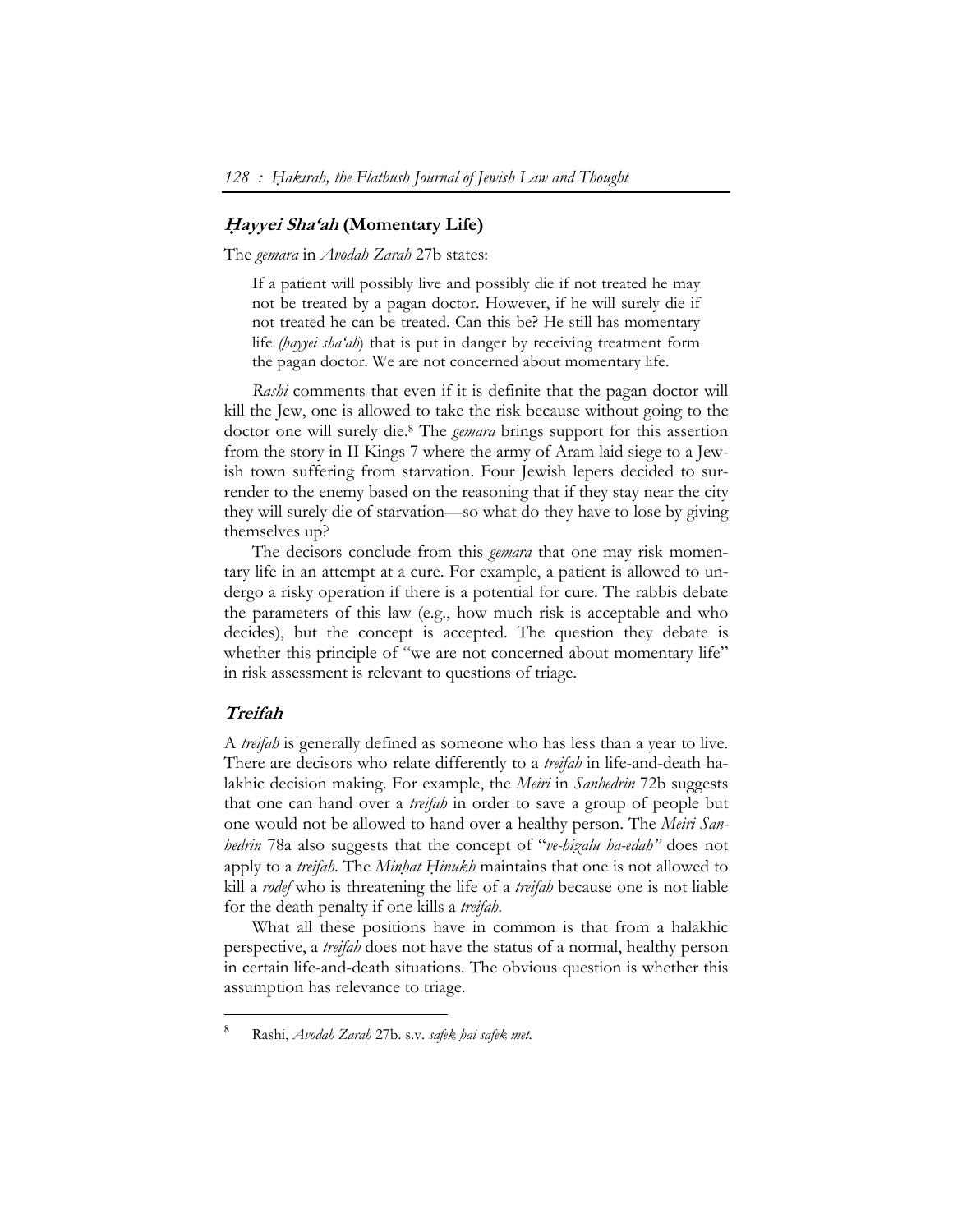## ***Ḥayyei Sha'ah*** **(Momentary Life)**

The *gemara* in *Avodah Zarah* 27b states:

> If a patient will possibly live and possibly die if not treated he may not be treated by a pagan doctor. However, if he will surely die if not treated he can be treated. Can this be? He still has momentary life *(ḥayyei sha'ah*) that is put in danger by receiving treatment form the pagan doctor. We are not concerned about momentary life.

*Rashi* comments that even if it is definite that the pagan doctor will kill the Jew, one is allowed to take the risk because without going to the doctor one will surely die.[8] The *gemara* brings support for this assertion from the story in II Kings 7 where the army of Aram laid siege to a Jewish town suffering from starvation. Four Jewish lepers decided to surrender to the enemy based on the reasoning that if they stay near the city they will surely die of starvation—so what do they have to lose by giving themselves up?

The decisors conclude from this *gemara* that one may risk momentary life in an attempt at a cure. For example, a patient is allowed to undergo a risky operation if there is a potential for cure. The rabbis debate the parameters of this law (e.g., how much risk is acceptable and who decides), but the concept is accepted. The question they debate is whether this principle of "we are not concerned about momentary life" in risk assessment is relevant to questions of triage.

## ***Treifah***

A *treifah* is generally defined as someone who has less than a year to live. There are decisors who relate differently to a *treifah* in life-and-death halakhic decision making. For example, the *Meiri* in *Sanhedrin* 72b suggests that one can hand over a *treifah* in order to save a group of people but one would not be allowed to hand over a healthy person. The *Meiri Sanhedrin* 78a also suggests that the concept of "*ve-hizalu ha-edah"* does not apply to a *treifah*. The *Minḥat Ḥinukh* maintains that one is not allowed to kill a *rodef* who is threatening the life of a *treifah* because one is not liable for the death penalty if one kills a *treifah*.

What all these positions have in common is that from a halakhic perspective, a *treifah* does not have the status of a normal, healthy person in certain life-and-death situations. The obvious question is whether this assumption has relevance to triage.

---

[8] Rashi, *Avodah Zarah* 27b. s.v. *safek ḥai safek met*.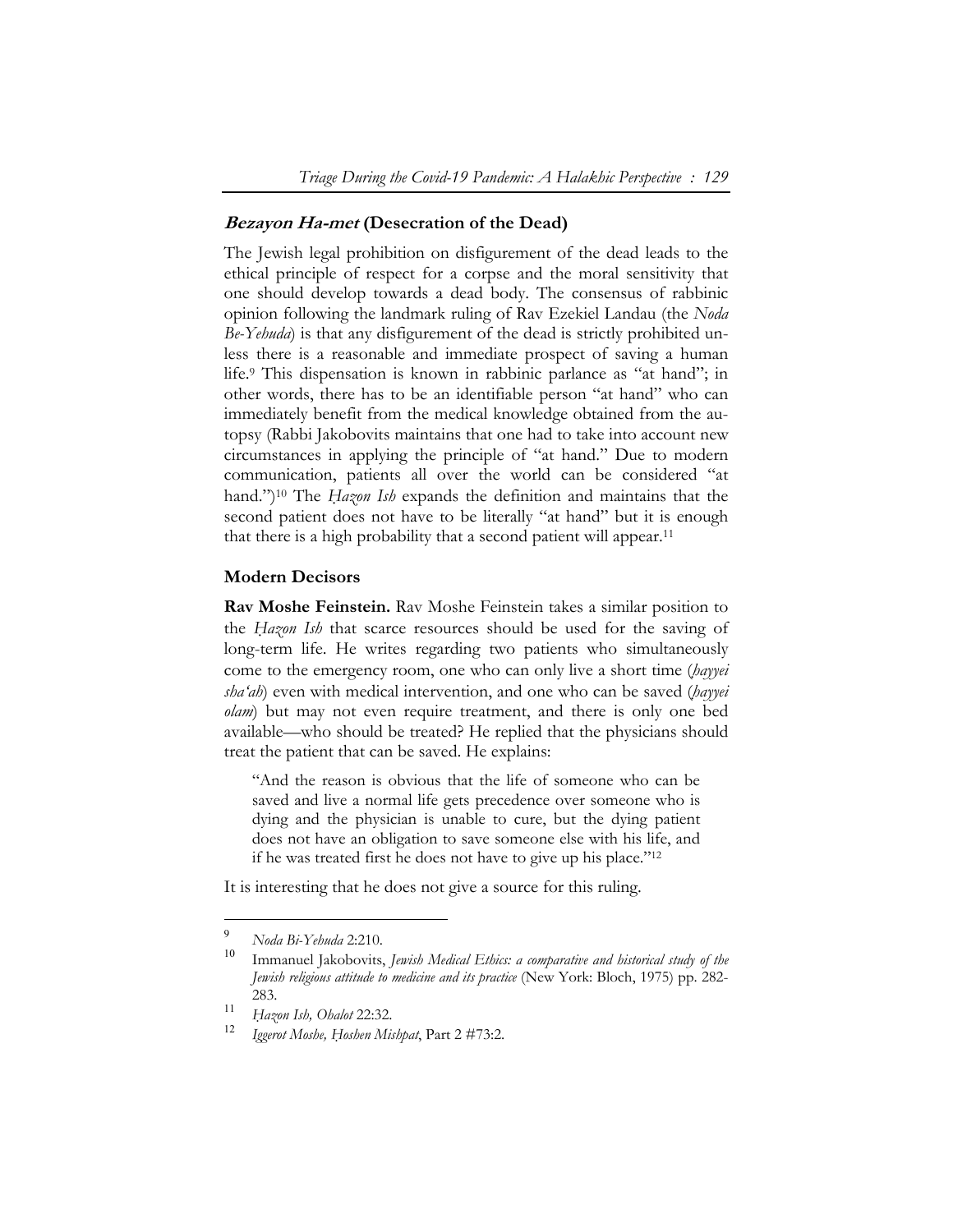### ***Bezayon Ha-met*** **(Desecration of the Dead)**

The Jewish legal prohibition on disfigurement of the dead leads to the ethical principle of respect for a corpse and the moral sensitivity that one should develop towards a dead body. The consensus of rabbinic opinion following the landmark ruling of Rav Ezekiel Landau (the *Noda Be-Yehuda*) is that any disfigurement of the dead is strictly prohibited unless there is a reasonable and immediate prospect of saving a human life.[9] This dispensation is known in rabbinic parlance as "at hand"; in other words, there has to be an identifiable person "at hand" who can immediately benefit from the medical knowledge obtained from the autopsy (Rabbi Jakobovits maintains that one had to take into account new circumstances in applying the principle of "at hand." Due to modern communication, patients all over the world can be considered "at hand.")[10] The *Ḥazon Ish* expands the definition and maintains that the second patient does not have to be literally "at hand" but it is enough that there is a high probability that a second patient will appear.[11]

### **Modern Decisors**

**Rav Moshe Feinstein.** Rav Moshe Feinstein takes a similar position to the *Ḥazon Ish* that scarce resources should be used for the saving of long-term life. He writes regarding two patients who simultaneously come to the emergency room, one who can only live a short time (*ḥayyei sha'ah*) even with medical intervention, and one who can be saved (*ḥayyei olam*) but may not even require treatment, and there is only one bed available—who should be treated? He replied that the physicians should treat the patient that can be saved. He explains:

> "And the reason is obvious that the life of someone who can be saved and live a normal life gets precedence over someone who is dying and the physician is unable to cure, but the dying patient does not have an obligation to save someone else with his life, and if he was treated first he does not have to give up his place."[12]

It is interesting that he does not give a source for this ruling.

---

[9] *Noda Bi-Yehuda* 2:210.

[10] Immanuel Jakobovits, *Jewish Medical Ethics: a comparative and historical study of the Jewish religious attitude to medicine and its practice* (New York: Bloch, 1975) pp. 282-283.

[11] *Ḥazon Ish, Ohalot* 22:32.

[12] *Iggerot Moshe, Ḥoshen Mishpat*, Part 2 #73:2.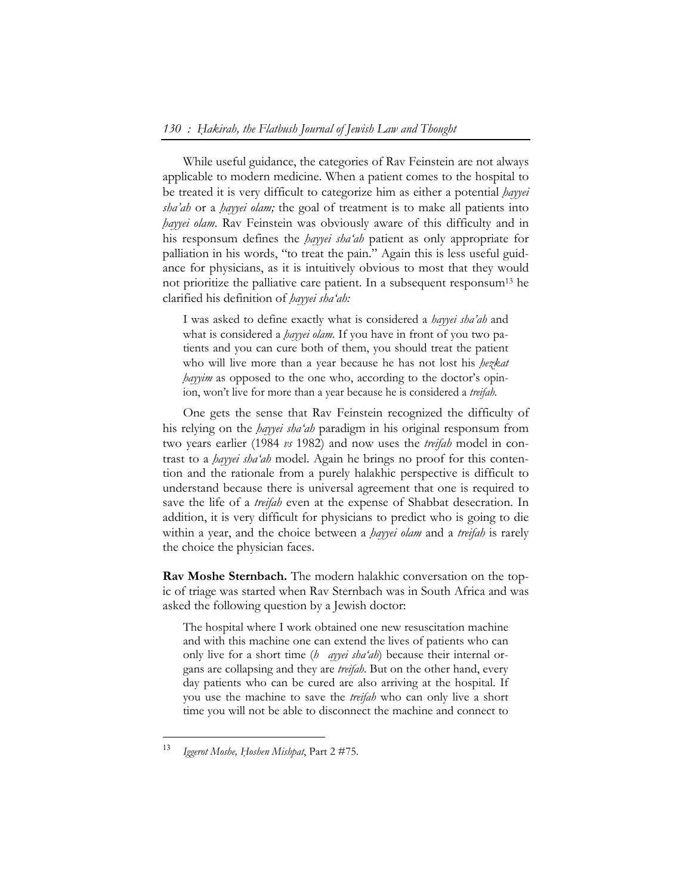While useful guidance, the categories of Rav Feinstein are not always applicable to modern medicine. When a patient comes to the hospital to be treated it is very difficult to categorize him as either a potential *ḥayyei sha'ah* or a *ḥayyei olam;* the goal of treatment is to make all patients into *ḥayyei olam*. Rav Feinstein was obviously aware of this difficulty and in his responsum defines the *ḥayyei sha'ah* patient as only appropriate for palliation in his words, "to treat the pain." Again this is less useful guidance for physicians, as it is intuitively obvious to most that they would not prioritize the palliative care patient. In a subsequent responsum[13] he clarified his definition of *ḥayyei sha'ah:*

> I was asked to define exactly what is considered a *ḥayyei sha'ah* and what is considered a *ḥayyei olam.* If you have in front of you two patients and you can cure both of them, you should treat the patient who will live more than a year because he has not lost his *ḥezkat ḥayyim* as opposed to the one who, according to the doctor's opinion, won't live for more than a year because he is considered a *treifah.*

One gets the sense that Rav Feinstein recognized the difficulty of his relying on the *ḥayyei sha'ah* paradigm in his original responsum from two years earlier (1984 *vs* 1982) and now uses the *treifah* model in contrast to a *ḥayyei sha'ah* model. Again he brings no proof for this contention and the rationale from a purely halakhic perspective is difficult to understand because there is universal agreement that one is required to save the life of a *treifah* even at the expense of Shabbat desecration. In addition, it is very difficult for physicians to predict who is going to die within a year, and the choice between a *ḥayyei olam* and a *treifah* is rarely the choice the physician faces.

**Rav Moshe Sternbach.** The modern halakhic conversation on the topic of triage was started when Rav Sternbach was in South Africa and was asked the following question by a Jewish doctor:

> The hospital where I work obtained one new resuscitation machine and with this machine one can extend the lives of patients who can only live for a short time (*ḥayyei sha'ah*) because their internal organs are collapsing and they are *treifah*. But on the other hand, every day patients who can be cured are also arriving at the hospital. If you use the machine to save the *treifah* who can only live a short time you will not be able to disconnect the machine and connect to

---

[13] *Iggerot Moshe, Ḥoshen Mishpat*, Part 2 #75.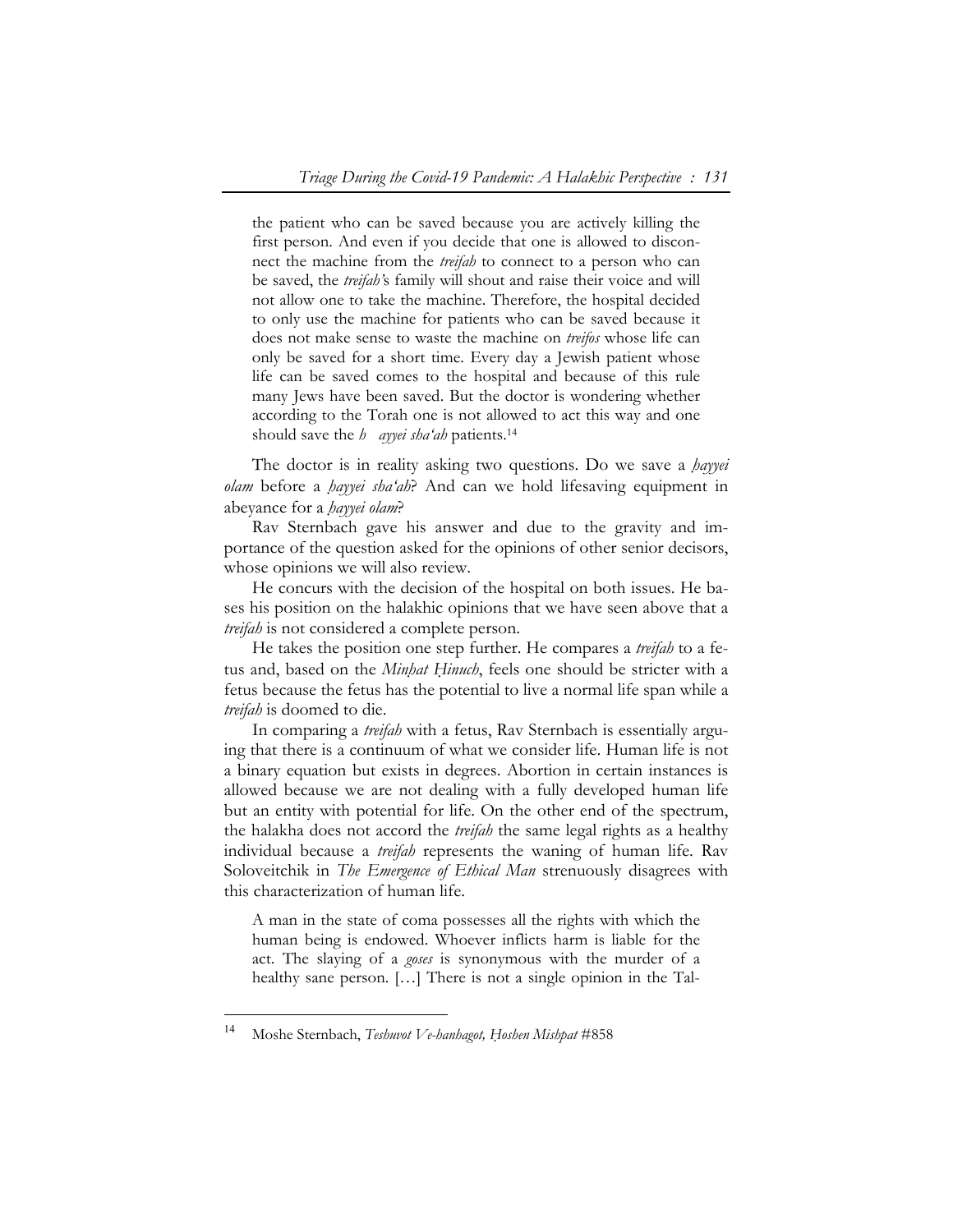> the patient who can be saved because you are actively killing the first person. And even if you decide that one is allowed to disconnect the machine from the *treifah* to connect to a person who can be saved, the *treifah'*s family will shout and raise their voice and will not allow one to take the machine. Therefore, the hospital decided to only use the machine for patients who can be saved because it does not make sense to waste the machine on *treifos* whose life can only be saved for a short time. Every day a Jewish patient whose life can be saved comes to the hospital and because of this rule many Jews have been saved. But the doctor is wondering whether according to the Torah one is not allowed to act this way and one should save the *h ayyei sha'ah* patients.[14]

The doctor is in reality asking two questions. Do we save a *ḥayyei olam* before a *ḥayyei sha'ah*? And can we hold lifesaving equipment in abeyance for a *ḥayyei olam*?

Rav Sternbach gave his answer and due to the gravity and importance of the question asked for the opinions of other senior decisors, whose opinions we will also review.

He concurs with the decision of the hospital on both issues. He bases his position on the halakhic opinions that we have seen above that a *treifah* is not considered a complete person.

He takes the position one step further. He compares a *treifah* to a fetus and, based on the *Minḥat Ḥinuch*, feels one should be stricter with a fetus because the fetus has the potential to live a normal life span while a *treifah* is doomed to die.

In comparing a *treifah* with a fetus, Rav Sternbach is essentially arguing that there is a continuum of what we consider life. Human life is not a binary equation but exists in degrees. Abortion in certain instances is allowed because we are not dealing with a fully developed human life but an entity with potential for life. On the other end of the spectrum, the halakha does not accord the *treifah* the same legal rights as a healthy individual because a *treifah* represents the waning of human life. Rav Soloveitchik in *The Emergence of Ethical Man* strenuously disagrees with this characterization of human life.

> A man in the state of coma possesses all the rights with which the human being is endowed. Whoever inflicts harm is liable for the act. The slaying of a *goses* is synonymous with the murder of a healthy sane person. […] There is not a single opinion in the Tal-

---

[14] Moshe Sternbach, *Teshuvot Ve-hanhagot, Ḥoshen Mishpat* #858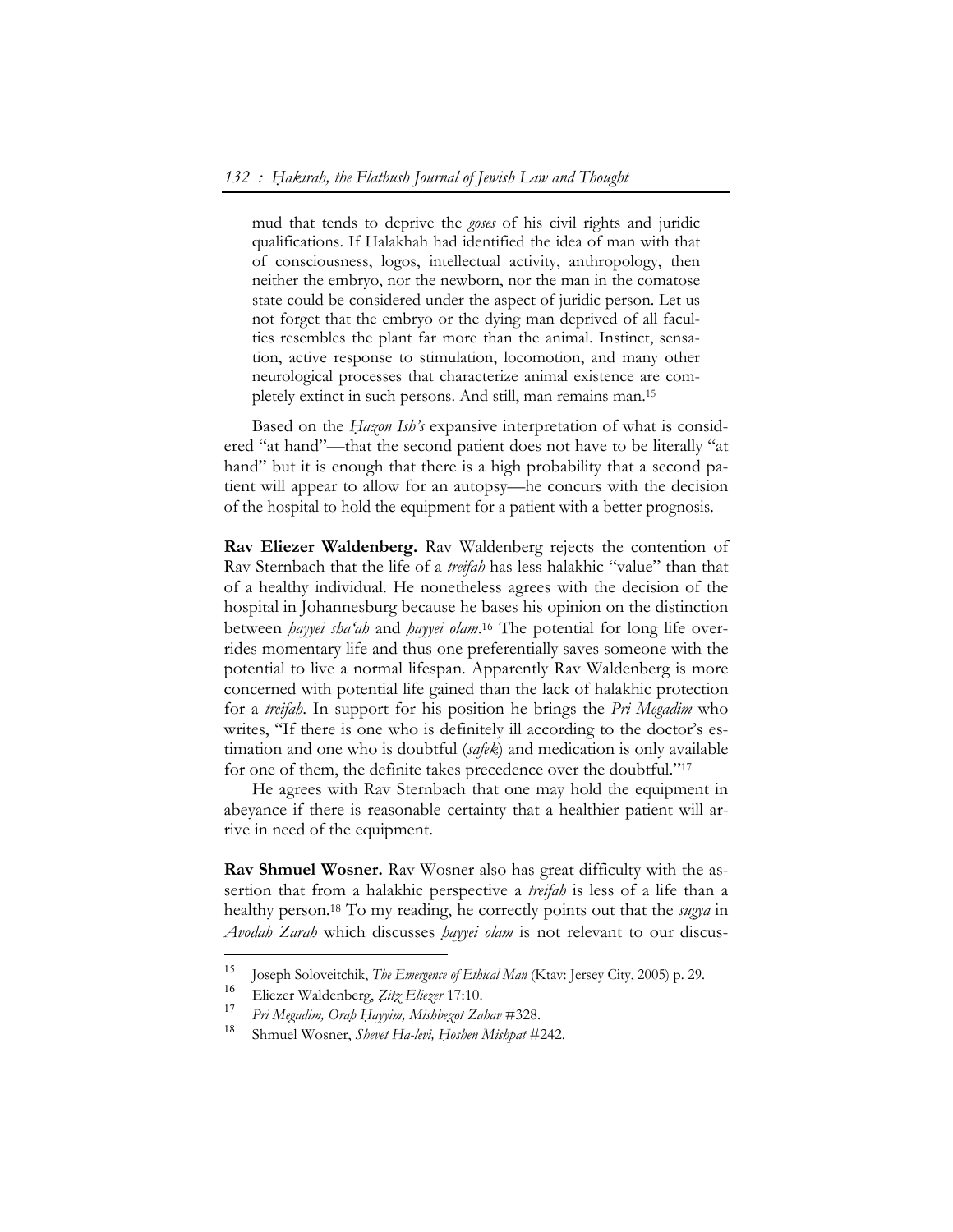mud that tends to deprive the *goses* of his civil rights and juridic qualifications. If Halakhah had identified the idea of man with that of consciousness, logos, intellectual activity, anthropology, then neither the embryo, nor the newborn, nor the man in the comatose state could be considered under the aspect of juridic person. Let us not forget that the embryo or the dying man deprived of all faculties resembles the plant far more than the animal. Instinct, sensation, active response to stimulation, locomotion, and many other neurological processes that characterize animal existence are completely extinct in such persons. And still, man remains man.[15]

Based on the *Ḥazon Ish's* expansive interpretation of what is considered "at hand"—that the second patient does not have to be literally "at hand" but it is enough that there is a high probability that a second patient will appear to allow for an autopsy—he concurs with the decision of the hospital to hold the equipment for a patient with a better prognosis.

**Rav Eliezer Waldenberg.** Rav Waldenberg rejects the contention of Rav Sternbach that the life of a *treifah* has less halakhic "value" than that of a healthy individual. He nonetheless agrees with the decision of the hospital in Johannesburg because he bases his opinion on the distinction between *ḥayyei sha'ah* and *ḥayyei olam*.[16] The potential for long life overrides momentary life and thus one preferentially saves someone with the potential to live a normal lifespan. Apparently Rav Waldenberg is more concerned with potential life gained than the lack of halakhic protection for a *treifah*. In support for his position he brings the *Pri Megadim* who writes, "If there is one who is definitely ill according to the doctor's estimation and one who is doubtful (*safek*) and medication is only available for one of them, the definite takes precedence over the doubtful."[17]

He agrees with Rav Sternbach that one may hold the equipment in abeyance if there is reasonable certainty that a healthier patient will arrive in need of the equipment.

**Rav Shmuel Wosner.** Rav Wosner also has great difficulty with the assertion that from a halakhic perspective a *treifah* is less of a life than a healthy person.[18] To my reading, he correctly points out that the *sugya* in *Avodah Zarah* which discusses *ḥayyei olam* is not relevant to our discus-

---

[15] Joseph Soloveitchik, *The Emergence of Ethical Man* (Ktav: Jersey City, 2005) p. 29.

[16] Eliezer Waldenberg, *Ẓitz Eliezer* 17:10.

[17] *Pri Megadim, Oraḥ Ḥayyim, Mishbezot Zahav* #328.

[18] Shmuel Wosner, *Shevet Ha-levi, Ḥoshen Mishpat* #242.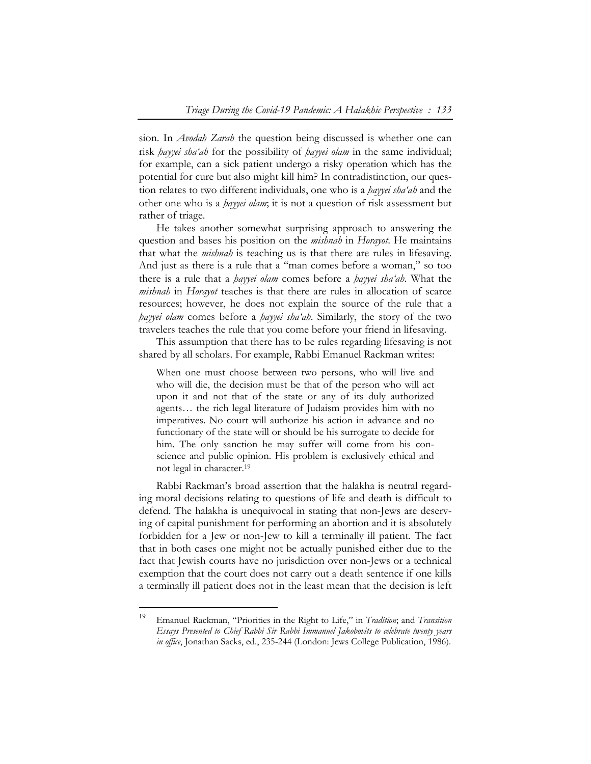sion. In *Avodah Zarah* the question being discussed is whether one can risk *ḥayyei sha'ah* for the possibility of *ḥayyei olam* in the same individual; for example, can a sick patient undergo a risky operation which has the potential for cure but also might kill him? In contradistinction, our question relates to two different individuals, one who is a *ḥayyei sha'ah* and the other one who is a *ḥayyei olam*; it is not a question of risk assessment but rather of triage.

He takes another somewhat surprising approach to answering the question and bases his position on the *mishnah* in *Horayot*. He maintains that what the *mishnah* is teaching us is that there are rules in lifesaving. And just as there is a rule that a "man comes before a woman," so too there is a rule that a *ḥayyei olam* comes before a *ḥayyei sha'ah*. What the *mishnah* in *Horayot* teaches is that there are rules in allocation of scarce resources; however, he does not explain the source of the rule that a *ḥayyei olam* comes before a *ḥayyei sha'ah*. Similarly, the story of the two travelers teaches the rule that you come before your friend in lifesaving.

This assumption that there has to be rules regarding lifesaving is not shared by all scholars. For example, Rabbi Emanuel Rackman writes:

> When one must choose between two persons, who will live and who will die, the decision must be that of the person who will act upon it and not that of the state or any of its duly authorized agents… the rich legal literature of Judaism provides him with no imperatives. No court will authorize his action in advance and no functionary of the state will or should be his surrogate to decide for him. The only sanction he may suffer will come from his conscience and public opinion. His problem is exclusively ethical and not legal in character.[19]

Rabbi Rackman's broad assertion that the halakha is neutral regarding moral decisions relating to questions of life and death is difficult to defend. The halakha is unequivocal in stating that non-Jews are deserving of capital punishment for performing an abortion and it is absolutely forbidden for a Jew or non-Jew to kill a terminally ill patient. The fact that in both cases one might not be actually punished either due to the fact that Jewish courts have no jurisdiction over non-Jews or a technical exemption that the court does not carry out a death sentence if one kills a terminally ill patient does not in the least mean that the decision is left

---

[19] Emanuel Rackman, "Priorities in the Right to Life," in *Tradition*; and *Transition Essays Presented to Chief Rabbi Sir Rabbi Immanuel Jakobovits to celebrate twenty years in office*, Jonathan Sacks, ed., 235-244 (London: Jews College Publication, 1986).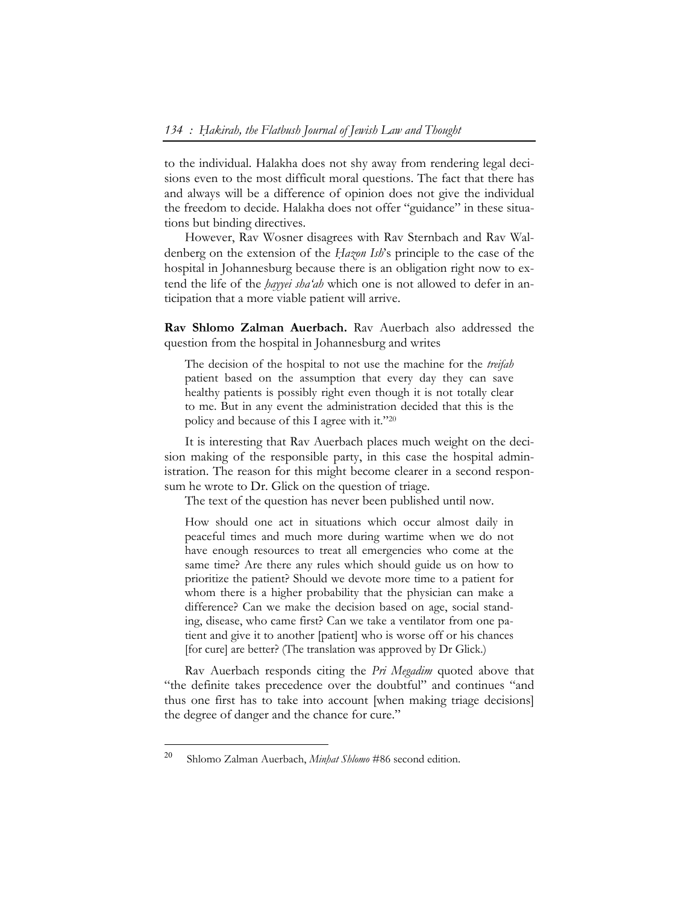to the individual. Halakha does not shy away from rendering legal decisions even to the most difficult moral questions. The fact that there has and always will be a difference of opinion does not give the individual the freedom to decide. Halakha does not offer "guidance" in these situations but binding directives.

However, Rav Wosner disagrees with Rav Sternbach and Rav Waldenberg on the extension of the *Ḥazon Ish*'s principle to the case of the hospital in Johannesburg because there is an obligation right now to extend the life of the *ḥayyei sha'ah* which one is not allowed to defer in anticipation that a more viable patient will arrive.

**Rav Shlomo Zalman Auerbach.** Rav Auerbach also addressed the question from the hospital in Johannesburg and writes

> The decision of the hospital to not use the machine for the *treifah* patient based on the assumption that every day they can save healthy patients is possibly right even though it is not totally clear to me. But in any event the administration decided that this is the policy and because of this I agree with it."[20]

It is interesting that Rav Auerbach places much weight on the decision making of the responsible party, in this case the hospital administration. The reason for this might become clearer in a second responsum he wrote to Dr. Glick on the question of triage.

The text of the question has never been published until now.

> How should one act in situations which occur almost daily in peaceful times and much more during wartime when we do not have enough resources to treat all emergencies who come at the same time? Are there any rules which should guide us on how to prioritize the patient? Should we devote more time to a patient for whom there is a higher probability that the physician can make a difference? Can we make the decision based on age, social standing, disease, who came first? Can we take a ventilator from one patient and give it to another [patient] who is worse off or his chances [for cure] are better? (The translation was approved by Dr Glick.)

Rav Auerbach responds citing the *Pri Megadim* quoted above that "the definite takes precedence over the doubtful" and continues "and thus one first has to take into account [when making triage decisions] the degree of danger and the chance for cure."

---

[20] Shlomo Zalman Auerbach, *Minḥat Shlomo* #86 second edition.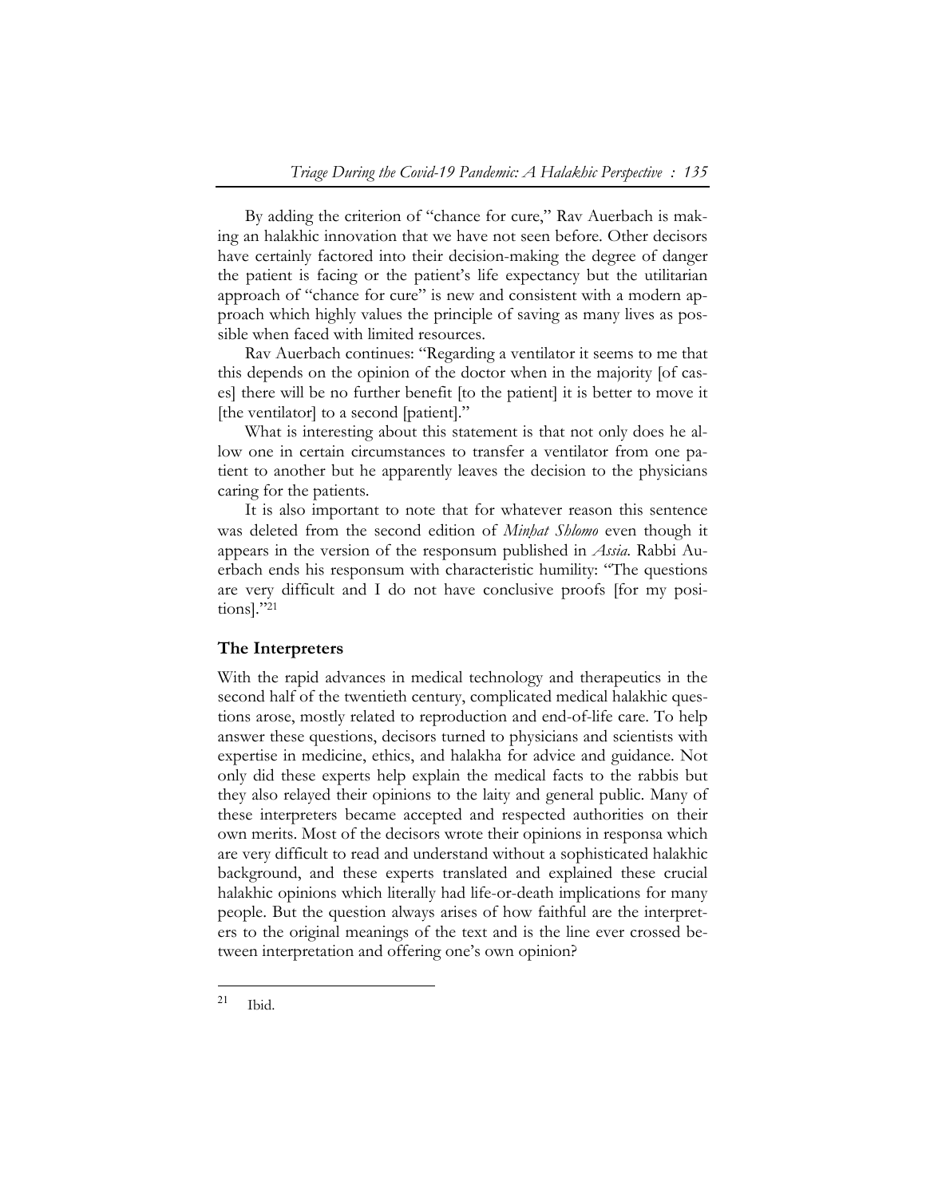By adding the criterion of "chance for cure," Rav Auerbach is making an halakhic innovation that we have not seen before. Other decisors have certainly factored into their decision-making the degree of danger the patient is facing or the patient's life expectancy but the utilitarian approach of "chance for cure" is new and consistent with a modern approach which highly values the principle of saving as many lives as possible when faced with limited resources.

Rav Auerbach continues: "Regarding a ventilator it seems to me that this depends on the opinion of the doctor when in the majority [of cases] there will be no further benefit [to the patient] it is better to move it [the ventilator] to a second [patient]."

What is interesting about this statement is that not only does he allow one in certain circumstances to transfer a ventilator from one patient to another but he apparently leaves the decision to the physicians caring for the patients.

It is also important to note that for whatever reason this sentence was deleted from the second edition of *Minḥat Shlomo* even though it appears in the version of the responsum published in *Assia.* Rabbi Auerbach ends his responsum with characteristic humility: "The questions are very difficult and I do not have conclusive proofs [for my positions]."[21]

### The Interpreters

With the rapid advances in medical technology and therapeutics in the second half of the twentieth century, complicated medical halakhic questions arose, mostly related to reproduction and end-of-life care. To help answer these questions, decisors turned to physicians and scientists with expertise in medicine, ethics, and halakha for advice and guidance. Not only did these experts help explain the medical facts to the rabbis but they also relayed their opinions to the laity and general public. Many of these interpreters became accepted and respected authorities on their own merits. Most of the decisors wrote their opinions in responsa which are very difficult to read and understand without a sophisticated halakhic background, and these experts translated and explained these crucial halakhic opinions which literally had life-or-death implications for many people. But the question always arises of how faithful are the interpreters to the original meanings of the text and is the line ever crossed between interpretation and offering one's own opinion?

---

[21] Ibid.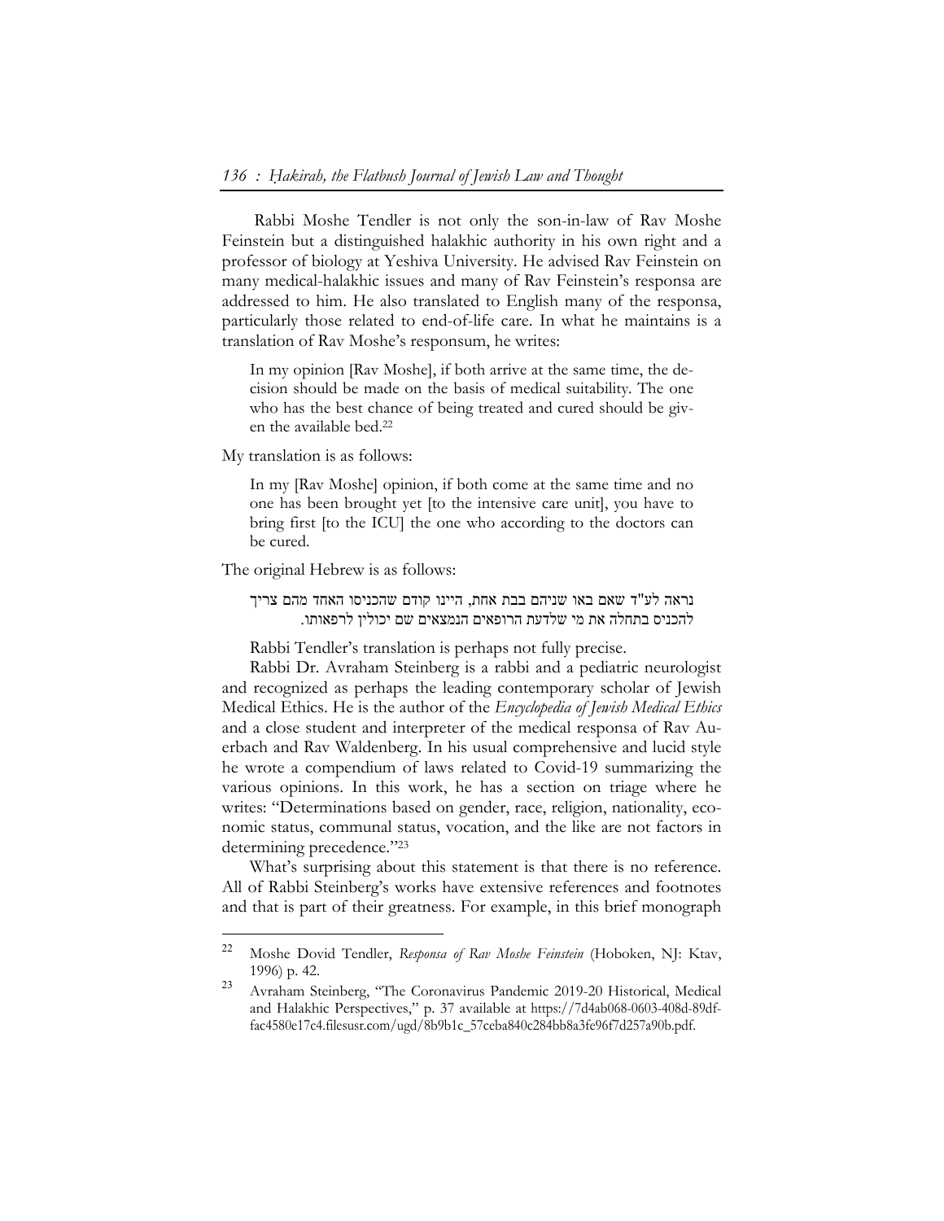Rabbi Moshe Tendler is not only the son-in-law of Rav Moshe Feinstein but a distinguished halakhic authority in his own right and a professor of biology at Yeshiva University. He advised Rav Feinstein on many medical-halakhic issues and many of Rav Feinstein's responsa are addressed to him. He also translated to English many of the responsa, particularly those related to end-of-life care. In what he maintains is a translation of Rav Moshe's responsum, he writes:

> In my opinion [Rav Moshe], if both arrive at the same time, the decision should be made on the basis of medical suitability. The one who has the best chance of being treated and cured should be given the available bed.[22]

My translation is as follows:

> In my [Rav Moshe] opinion, if both come at the same time and no one has been brought yet [to the intensive care unit], you have to bring first [to the ICU] the one who according to the doctors can be cured.

The original Hebrew is as follows:

> נראה לע"ד שאם באו שניהם בבת אחת, היינו קודם שהכניסו האחד מהם צריך להכניס בתחלה את מי שלדעת הרופאים הנמצאים שם יכולין לרפאותו.

Rabbi Tendler's translation is perhaps not fully precise.

Rabbi Dr. Avraham Steinberg is a rabbi and a pediatric neurologist and recognized as perhaps the leading contemporary scholar of Jewish Medical Ethics. He is the author of the *Encyclopedia of Jewish Medical Ethics* and a close student and interpreter of the medical responsa of Rav Auerbach and Rav Waldenberg. In his usual comprehensive and lucid style he wrote a compendium of laws related to Covid-19 summarizing the various opinions. In this work, he has a section on triage where he writes: "Determinations based on gender, race, religion, nationality, economic status, communal status, vocation, and the like are not factors in determining precedence."[23]

What's surprising about this statement is that there is no reference. All of Rabbi Steinberg's works have extensive references and footnotes and that is part of their greatness. For example, in this brief monograph

---

[22] Moshe Dovid Tendler, *Responsa of Rav Moshe Feinstein* (Hoboken, NJ: Ktav, 1996) p. 42.

[23] Avraham Steinberg, "The Coronavirus Pandemic 2019-20 Historical, Medical and Halakhic Perspectives," p. 37 available at https://7d4ab068-0603-408d-89df-fac4580e17c4.filesusr.com/ugd/8b9b1c_57ceba840c284bb8a3fe96f7d257a90b.pdf.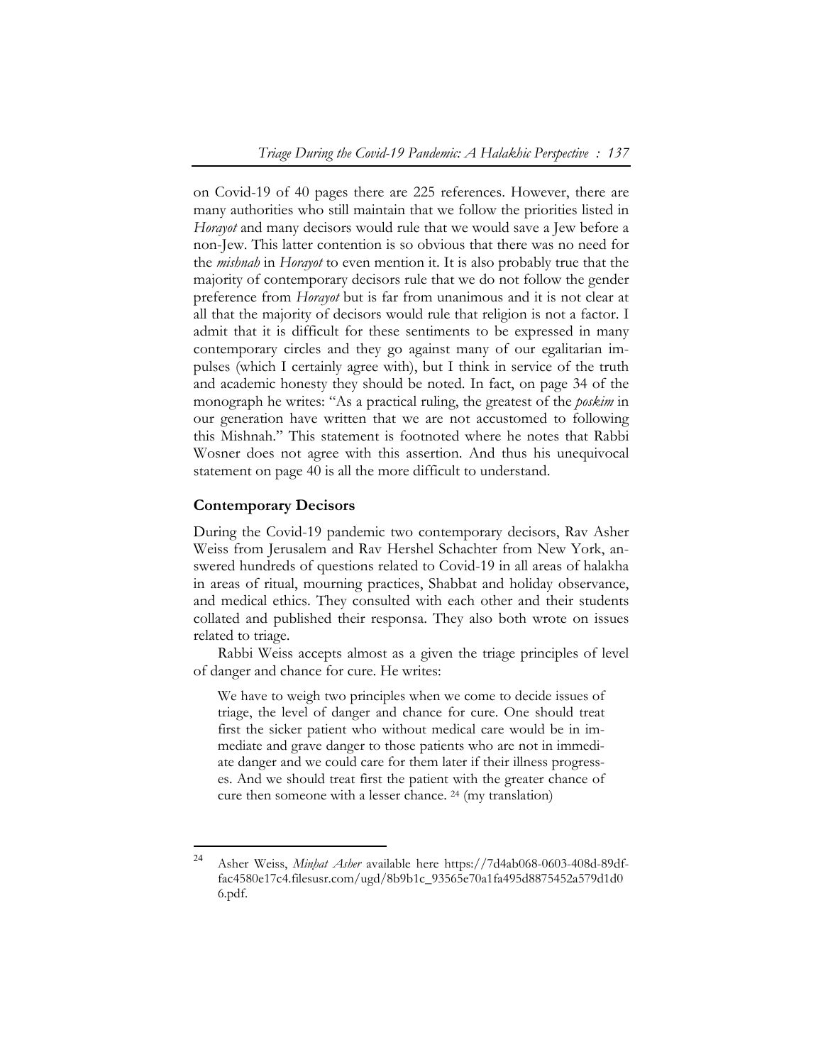on Covid-19 of 40 pages there are 225 references. However, there are many authorities who still maintain that we follow the priorities listed in *Horayot* and many decisors would rule that we would save a Jew before a non-Jew. This latter contention is so obvious that there was no need for the *mishnah* in *Horayot* to even mention it. It is also probably true that the majority of contemporary decisors rule that we do not follow the gender preference from *Horayot* but is far from unanimous and it is not clear at all that the majority of decisors would rule that religion is not a factor. I admit that it is difficult for these sentiments to be expressed in many contemporary circles and they go against many of our egalitarian impulses (which I certainly agree with), but I think in service of the truth and academic honesty they should be noted. In fact, on page 34 of the monograph he writes: "As a practical ruling, the greatest of the *poskim* in our generation have written that we are not accustomed to following this Mishnah." This statement is footnoted where he notes that Rabbi Wosner does not agree with this assertion. And thus his unequivocal statement on page 40 is all the more difficult to understand.

## Contemporary Decisors

During the Covid-19 pandemic two contemporary decisors, Rav Asher Weiss from Jerusalem and Rav Hershel Schachter from New York, answered hundreds of questions related to Covid-19 in all areas of halakha in areas of ritual, mourning practices, Shabbat and holiday observance, and medical ethics. They consulted with each other and their students collated and published their responsa. They also both wrote on issues related to triage.

Rabbi Weiss accepts almost as a given the triage principles of level of danger and chance for cure. He writes:

> We have to weigh two principles when we come to decide issues of triage, the level of danger and chance for cure. One should treat first the sicker patient who without medical care would be in immediate and grave danger to those patients who are not in immediate danger and we could care for them later if their illness progresses. And we should treat first the patient with the greater chance of cure then someone with a lesser chance. [24] (my translation)

---

[24] Asher Weiss, *Minḥat Asher* available here https://7d4ab068-0603-408d-89df-fac4580e17c4.filesusr.com/ugd/8b9b1c_93565e70a1fa495d8875452a579d1d06.pdf.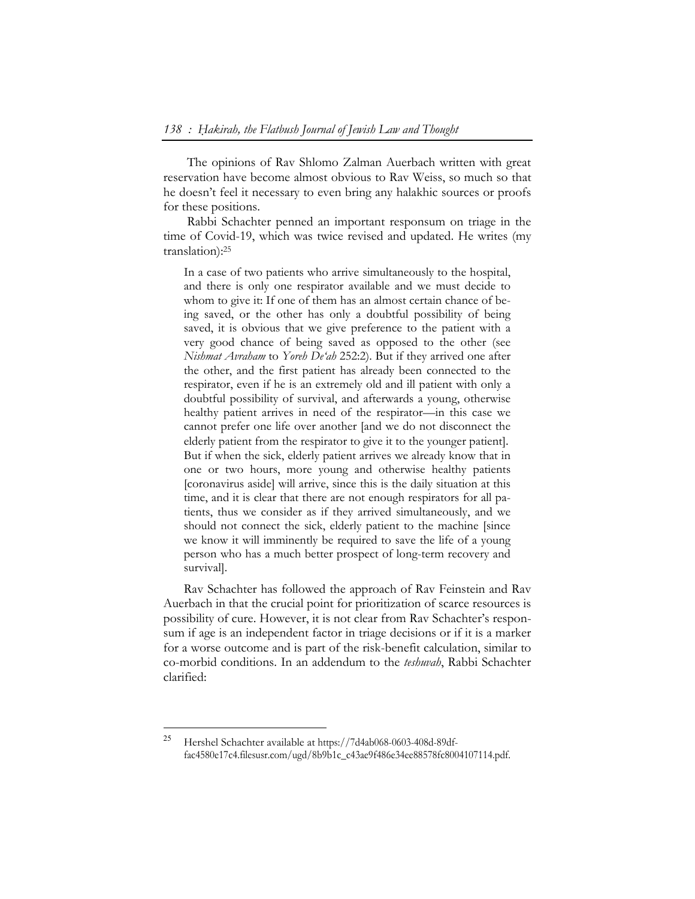The opinions of Rav Shlomo Zalman Auerbach written with great reservation have become almost obvious to Rav Weiss, so much so that he doesn't feel it necessary to even bring any halakhic sources or proofs for these positions.

Rabbi Schachter penned an important responsum on triage in the time of Covid-19, which was twice revised and updated. He writes (my translation):[25]

> In a case of two patients who arrive simultaneously to the hospital, and there is only one respirator available and we must decide to whom to give it: If one of them has an almost certain chance of being saved, or the other has only a doubtful possibility of being saved, it is obvious that we give preference to the patient with a very good chance of being saved as opposed to the other (see *Nishmat Avraham* to *Yoreh De'ah* 252:2). But if they arrived one after the other, and the first patient has already been connected to the respirator, even if he is an extremely old and ill patient with only a doubtful possibility of survival, and afterwards a young, otherwise healthy patient arrives in need of the respirator—in this case we cannot prefer one life over another [and we do not disconnect the elderly patient from the respirator to give it to the younger patient]. But if when the sick, elderly patient arrives we already know that in one or two hours, more young and otherwise healthy patients [coronavirus aside] will arrive, since this is the daily situation at this time, and it is clear that there are not enough respirators for all patients, thus we consider as if they arrived simultaneously, and we should not connect the sick, elderly patient to the machine [since we know it will imminently be required to save the life of a young person who has a much better prospect of long-term recovery and survival].

Rav Schachter has followed the approach of Rav Feinstein and Rav Auerbach in that the crucial point for prioritization of scarce resources is possibility of cure. However, it is not clear from Rav Schachter's responsum if age is an independent factor in triage decisions or if it is a marker for a worse outcome and is part of the risk-benefit calculation, similar to co-morbid conditions. In an addendum to the *teshuvah*, Rabbi Schachter clarified:

---

[25] Hershel Schachter available at https://7d4ab068-0603-408d-89df-fac4580e17c4.filesusr.com/ugd/8b9b1c_c43ae9f486e34ee88578fc8004107114.pdf.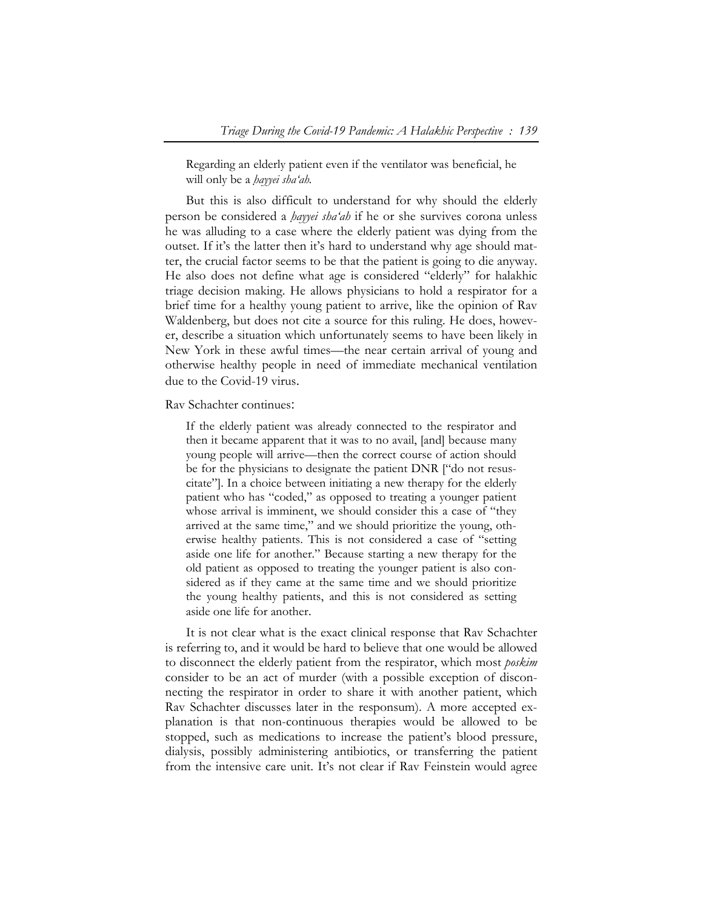> Regarding an elderly patient even if the ventilator was beneficial, he will only be a *ḥayyei sha'ah*.

But this is also difficult to understand for why should the elderly person be considered a *ḥayyei sha'ah* if he or she survives corona unless he was alluding to a case where the elderly patient was dying from the outset. If it's the latter then it's hard to understand why age should matter, the crucial factor seems to be that the patient is going to die anyway. He also does not define what age is considered "elderly" for halakhic triage decision making. He allows physicians to hold a respirator for a brief time for a healthy young patient to arrive, like the opinion of Rav Waldenberg, but does not cite a source for this ruling. He does, however, describe a situation which unfortunately seems to have been likely in New York in these awful times—the near certain arrival of young and otherwise healthy people in need of immediate mechanical ventilation due to the Covid-19 virus.

Rav Schachter continues:

> If the elderly patient was already connected to the respirator and then it became apparent that it was to no avail, [and] because many young people will arrive—then the correct course of action should be for the physicians to designate the patient DNR ["do not resuscitate"]. In a choice between initiating a new therapy for the elderly patient who has "coded," as opposed to treating a younger patient whose arrival is imminent, we should consider this a case of "they arrived at the same time," and we should prioritize the young, otherwise healthy patients. This is not considered a case of "setting aside one life for another." Because starting a new therapy for the old patient as opposed to treating the younger patient is also considered as if they came at the same time and we should prioritize the young healthy patients, and this is not considered as setting aside one life for another.

It is not clear what is the exact clinical response that Rav Schachter is referring to, and it would be hard to believe that one would be allowed to disconnect the elderly patient from the respirator, which most *poskim* consider to be an act of murder (with a possible exception of disconnecting the respirator in order to share it with another patient, which Rav Schachter discusses later in the responsum). A more accepted explanation is that non-continuous therapies would be allowed to be stopped, such as medications to increase the patient's blood pressure, dialysis, possibly administering antibiotics, or transferring the patient from the intensive care unit. It's not clear if Rav Feinstein would agree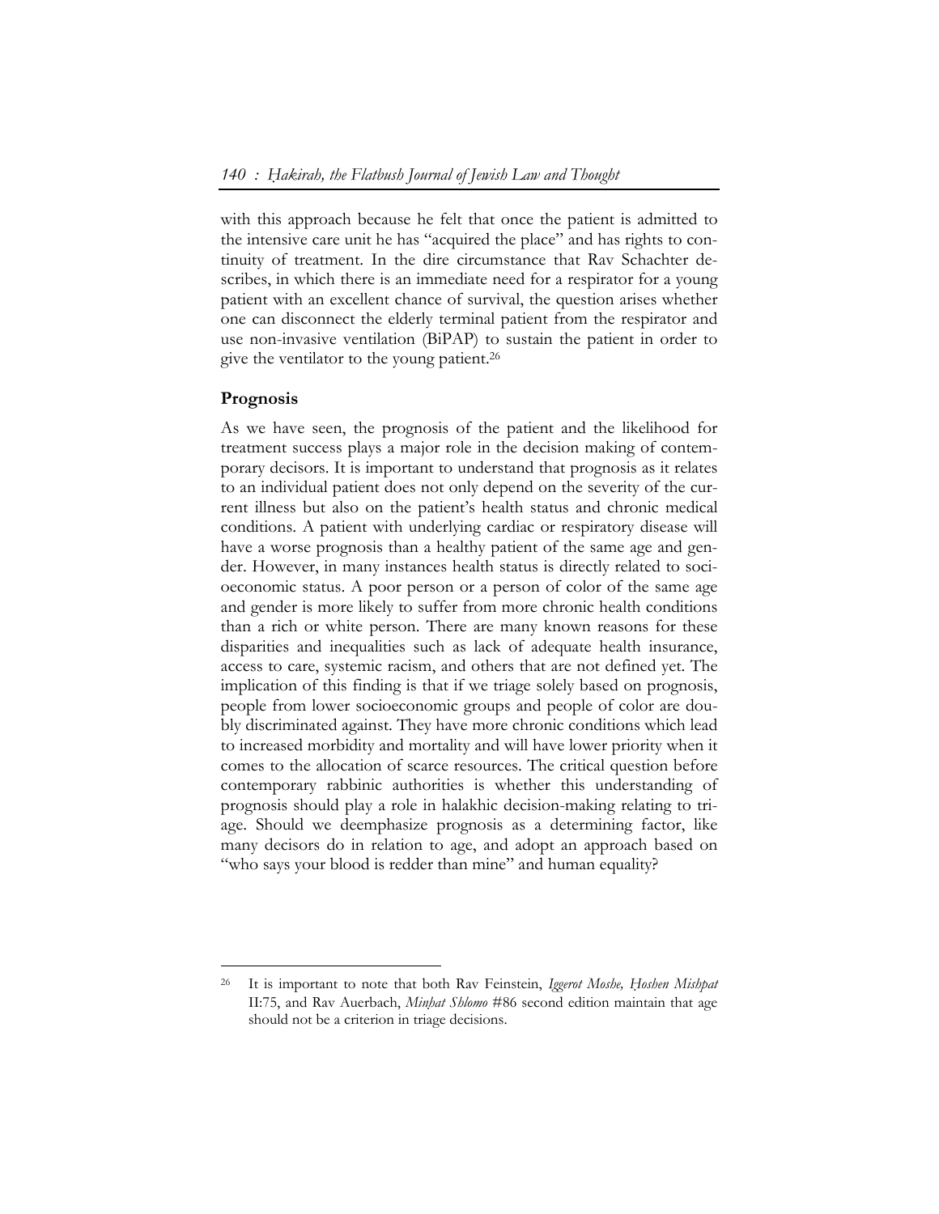with this approach because he felt that once the patient is admitted to the intensive care unit he has "acquired the place" and has rights to continuity of treatment. In the dire circumstance that Rav Schachter describes, in which there is an immediate need for a respirator for a young patient with an excellent chance of survival, the question arises whether one can disconnect the elderly terminal patient from the respirator and use non-invasive ventilation (BiPAP) to sustain the patient in order to give the ventilator to the young patient.[26]

## Prognosis

As we have seen, the prognosis of the patient and the likelihood for treatment success plays a major role in the decision making of contemporary decisors. It is important to understand that prognosis as it relates to an individual patient does not only depend on the severity of the current illness but also on the patient's health status and chronic medical conditions. A patient with underlying cardiac or respiratory disease will have a worse prognosis than a healthy patient of the same age and gender. However, in many instances health status is directly related to socioeconomic status. A poor person or a person of color of the same age and gender is more likely to suffer from more chronic health conditions than a rich or white person. There are many known reasons for these disparities and inequalities such as lack of adequate health insurance, access to care, systemic racism, and others that are not defined yet. The implication of this finding is that if we triage solely based on prognosis, people from lower socioeconomic groups and people of color are doubly discriminated against. They have more chronic conditions which lead to increased morbidity and mortality and will have lower priority when it comes to the allocation of scarce resources. The critical question before contemporary rabbinic authorities is whether this understanding of prognosis should play a role in halakhic decision-making relating to triage. Should we deemphasize prognosis as a determining factor, like many decisors do in relation to age, and adopt an approach based on "who says your blood is redder than mine" and human equality?

---

[26] It is important to note that both Rav Feinstein, *Iggerot Moshe, Ḥoshen Mishpat* II:75, and Rav Auerbach, *Minḥat Shlomo* #86 second edition maintain that age should not be a criterion in triage decisions.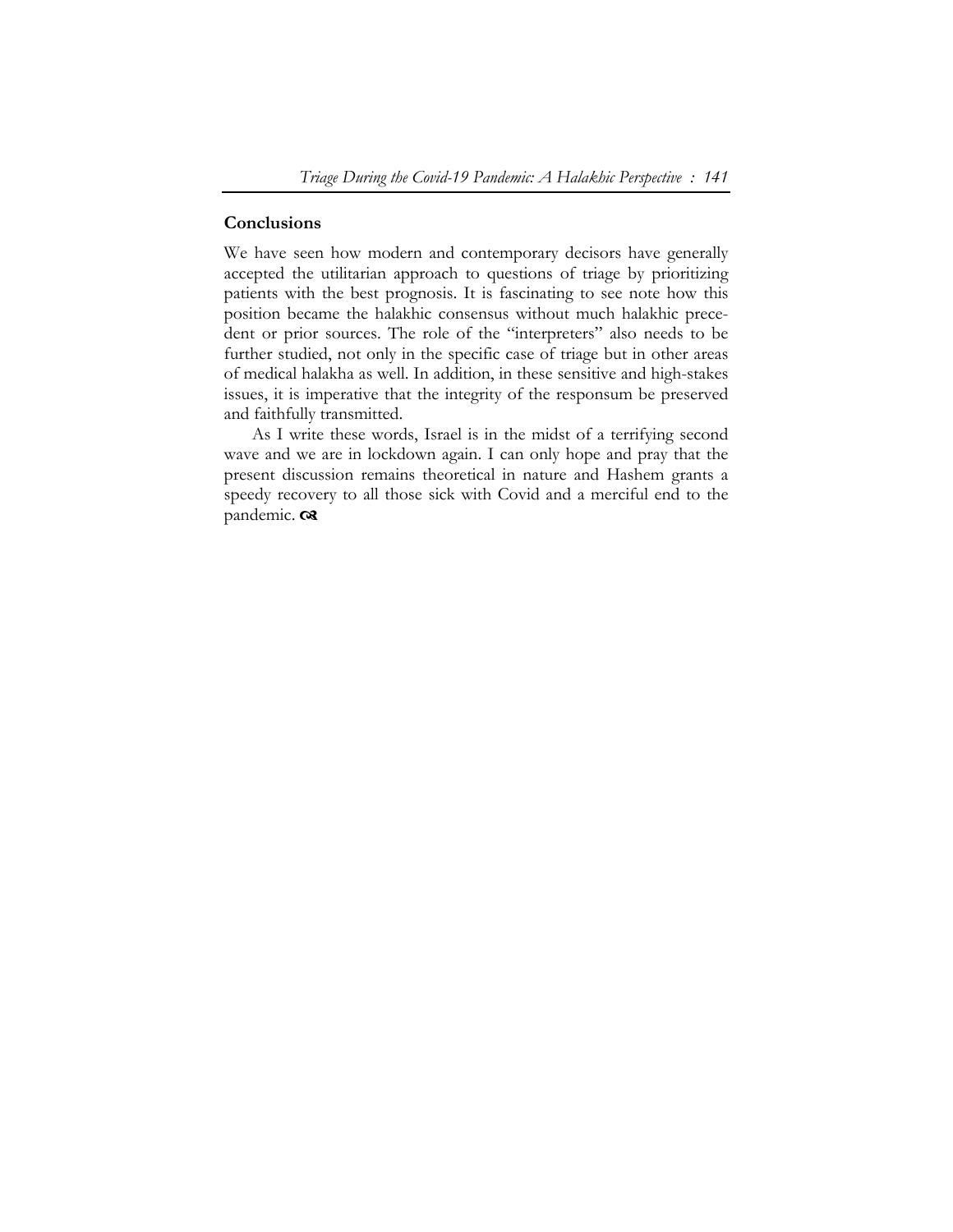## Conclusions

We have seen how modern and contemporary decisors have generally accepted the utilitarian approach to questions of triage by prioritizing patients with the best prognosis. It is fascinating to see note how this position became the halakhic consensus without much halakhic precedent or prior sources. The role of the "interpreters" also needs to be further studied, not only in the specific case of triage but in other areas of medical halakha as well. In addition, in these sensitive and high-stakes issues, it is imperative that the integrity of the responsum be preserved and faithfully transmitted.

As I write these words, Israel is in the midst of a terrifying second wave and we are in lockdown again. I can only hope and pray that the present discussion remains theoretical in nature and Hashem grants a speedy recovery to all those sick with Covid and a merciful end to the pandemic. ☙